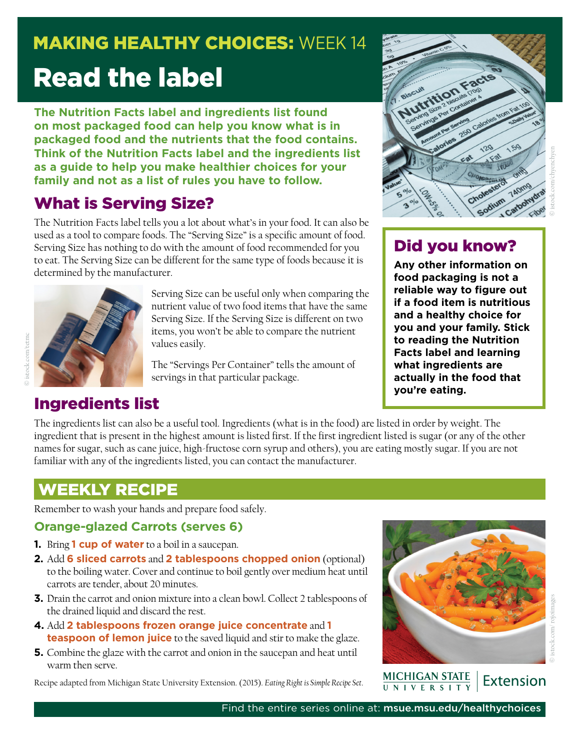# MAKING HEALTHY CHOICES: WEEK 14

# Read the label

**The Nutrition Facts label and ingredients list found on most packaged food can help you know what is in packaged food and the nutrients that the food contains. Think of the Nutrition Facts label and the ingredients list as a guide to help you make healthier choices for your family and not as a list of rules you have to follow.**

## What is Serving Size?

The Nutrition Facts label tells you a lot about what's in your food. It can also be used as a tool to compare foods. The "Serving Size" is a specific amount of food. Serving Size has nothing to do with the amount of food recommended for you to eat. The Serving Size can be different for the same type of foods because it is determined by the manufacturer.

Serving Size can be useful only when comparing the nutrient value of two food items that have the same Serving Size. If the Serving Size is different on two items, you won't be able to compare the nutrient values easily.

The "Servings Per Container" tells the amount of servings in that particular package.

## Did you know?

**Any other information on food packaging is not a reliable way to figure out if a food item is nutritious and a healthy choice for you and your family. Stick to reading the Nutrition Facts label and learning what ingredients are actually in the food that you're eating.**

## Ingredients list

The ingredients list can also be a useful tool. Ingredients (what is in the food) are listed in order by weight. The ingredient that is present in the highest amount is listed first. If the first ingredient listed is sugar (or any of the other names for sugar, such as cane juice, high-fructose corn syrup and others), you are eating mostly sugar. If you are not familiar with any of the ingredients listed, you can contact the manufacturer.

## WEEKLY RECIPE

Remember to wash your hands and prepare food safely.

### Orange-glazed Carrots (serves 6)

1. Bring **1 cup of water** to a boil in a saucepan.
2. Add **6 sliced carrots** and **2 tablespoons chopped onion** (optional) to the boiling water. Cover and continue to boil gently over medium heat until carrots are tender, about 20 minutes.
3. Drain the carrot and onion mixture into a clean bowl. Collect 2 tablespoons of the drained liquid and discard the rest.
4. Add **2 tablespoons frozen orange juice concentrate** and **1 teaspoon of lemon juice** to the saved liquid and stir to make the glaze.
5. Combine the glaze with the carrot and onion in the saucepan and heat until warm then serve.

Recipe adapted from Michigan State University Extension. (2015). *Eating Right is Simple Recipe Set*.

MICHIGAN STATE UNIVERSITY | Extension

Find the entire series online at: **msue.msu.edu/healthychoices**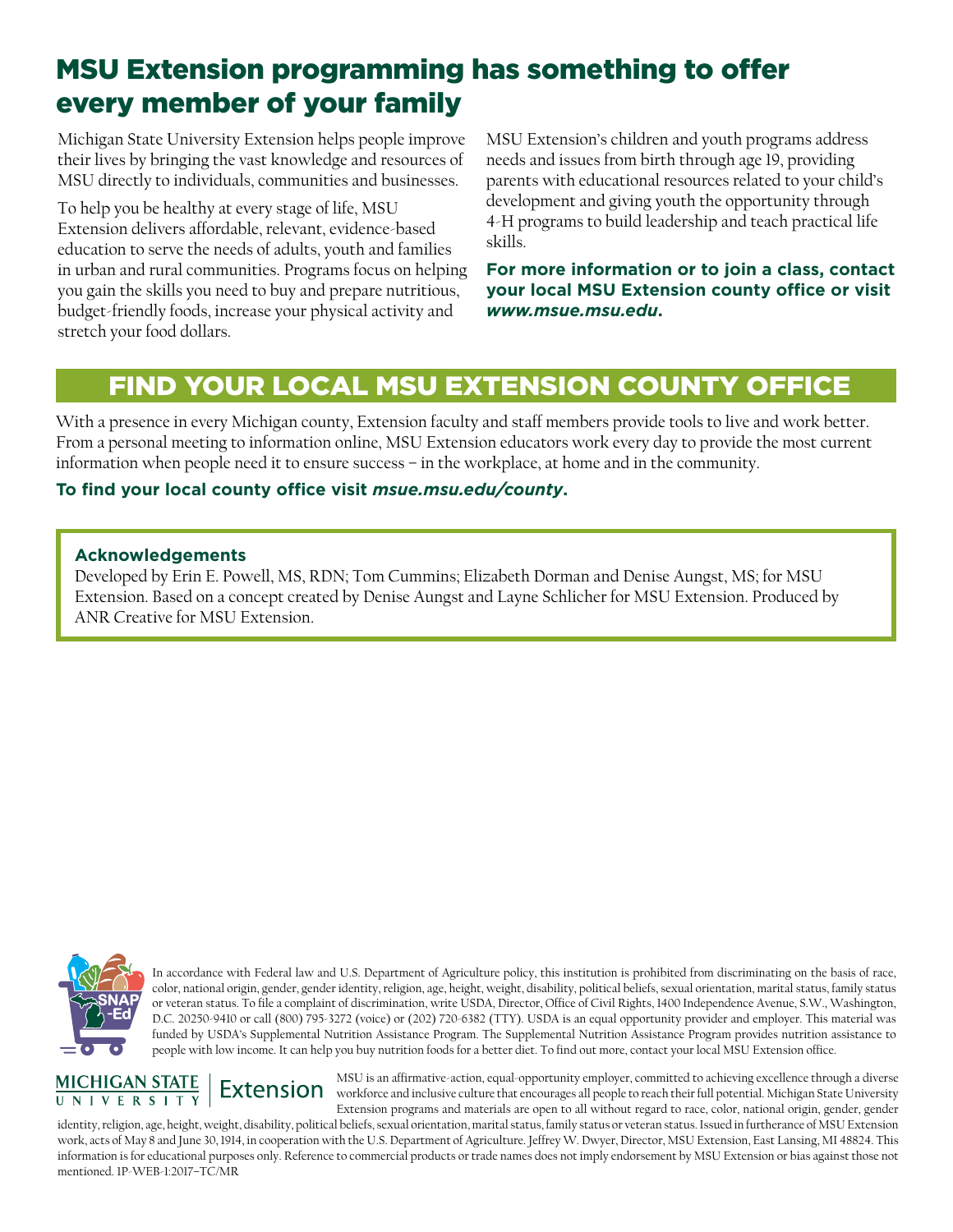# MSU Extension programming has something to offer every member of your family

Michigan State University Extension helps people improve their lives by bringing the vast knowledge and resources of MSU directly to individuals, communities and businesses.

To help you be healthy at every stage of life, MSU Extension delivers affordable, relevant, evidence-based education to serve the needs of adults, youth and families in urban and rural communities. Programs focus on helping you gain the skills you need to buy and prepare nutritious, budget-friendly foods, increase your physical activity and stretch your food dollars.

MSU Extension's children and youth programs address needs and issues from birth through age 19, providing parents with educational resources related to your child's development and giving youth the opportunity through 4-H programs to build leadership and teach practical life skills.

**For more information or to join a class, contact your local MSU Extension county office or visit *www.msue.msu.edu*.**

## FIND YOUR LOCAL MSU EXTENSION COUNTY OFFICE

With a presence in every Michigan county, Extension faculty and staff members provide tools to live and work better. From a personal meeting to information online, MSU Extension educators work every day to provide the most current information when people need it to ensure success – in the workplace, at home and in the community.

**To find your local county office visit *msue.msu.edu/county*.**

**Acknowledgements**

Developed by Erin E. Powell, MS, RDN; Tom Cummins; Elizabeth Dorman and Denise Aungst, MS; for MSU Extension. Based on a concept created by Denise Aungst and Layne Schlicher for MSU Extension. Produced by ANR Creative for MSU Extension.

In accordance with Federal law and U.S. Department of Agriculture policy, this institution is prohibited from discriminating on the basis of race, color, national origin, gender, gender identity, religion, age, height, weight, disability, political beliefs, sexual orientation, marital status, family status or veteran status. To file a complaint of discrimination, write USDA, Director, Office of Civil Rights, 1400 Independence Avenue, S.W., Washington, D.C. 20250-9410 or call (800) 795-3272 (voice) or (202) 720-6382 (TTY). USDA is an equal opportunity provider and employer. This material was funded by USDA's Supplemental Nutrition Assistance Program. The Supplemental Nutrition Assistance Program provides nutrition assistance to people with low income. It can help you buy nutrition foods for a better diet. To find out more, contact your local MSU Extension office.

MICHIGAN STATE UNIVERSITY | Extension

MSU is an affirmative-action, equal-opportunity employer, committed to achieving excellence through a diverse workforce and inclusive culture that encourages all people to reach their full potential. Michigan State University Extension programs and materials are open to all without regard to race, color, national origin, gender, gender identity, religion, age, height, weight, disability, political beliefs, sexual orientation, marital status, family status or veteran status. Issued in furtherance of MSU Extension work, acts of May 8 and June 30, 1914, in cooperation with the U.S. Department of Agriculture. Jeffrey W. Dwyer, Director, MSU Extension, East Lansing, MI 48824. This information is for educational purposes only. Reference to commercial products or trade names does not imply endorsement by MSU Extension or bias against those not mentioned. 1P-WEB-1:2017–TC/MR